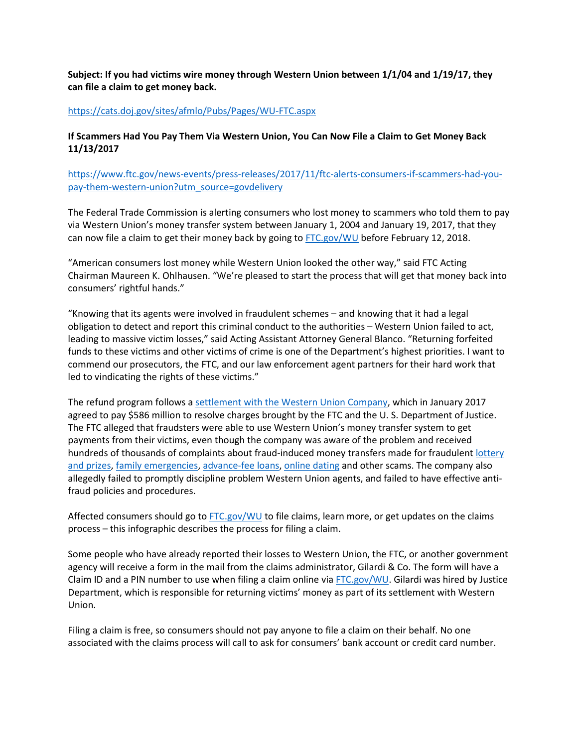**Subject: If you had victims wire money through Western Union between 1/1/04 and 1/19/17, they can file a claim to get money back.**

https://cats.doj.gov/sites/afmlo/Pubs/Pages/WU-FTC.aspx

**If Scammers Had You Pay Them Via Western Union, You Can Now File a Claim to Get Money Back 11/13/2017**

https://www.ftc.gov/news-events/press-releases/2017/11/ftc-alerts-consumers-if-scammers-had-you-pay-them-western-union?utm_source=govdelivery

The Federal Trade Commission is alerting consumers who lost money to scammers who told them to pay via Western Union's money transfer system between January 1, 2004 and January 19, 2017, that they can now file a claim to get their money back by going to FTC.gov/WU before February 12, 2018.

"American consumers lost money while Western Union looked the other way," said FTC Acting Chairman Maureen K. Ohlhausen. "We're pleased to start the process that will get that money back into consumers' rightful hands."

"Knowing that its agents were involved in fraudulent schemes – and knowing that it had a legal obligation to detect and report this criminal conduct to the authorities – Western Union failed to act, leading to massive victim losses," said Acting Assistant Attorney General Blanco. "Returning forfeited funds to these victims and other victims of crime is one of the Department's highest priorities. I want to commend our prosecutors, the FTC, and our law enforcement agent partners for their hard work that led to vindicating the rights of these victims."

The refund program follows a settlement with the Western Union Company, which in January 2017 agreed to pay $586 million to resolve charges brought by the FTC and the U. S. Department of Justice. The FTC alleged that fraudsters were able to use Western Union's money transfer system to get payments from their victims, even though the company was aware of the problem and received hundreds of thousands of complaints about fraud-induced money transfers made for fraudulent lottery and prizes, family emergencies, advance-fee loans, online dating and other scams. The company also allegedly failed to promptly discipline problem Western Union agents, and failed to have effective anti-fraud policies and procedures.

Affected consumers should go to FTC.gov/WU to file claims, learn more, or get updates on the claims process – this infographic describes the process for filing a claim.

Some people who have already reported their losses to Western Union, the FTC, or another government agency will receive a form in the mail from the claims administrator, Gilardi & Co. The form will have a Claim ID and a PIN number to use when filing a claim online via FTC.gov/WU. Gilardi was hired by Justice Department, which is responsible for returning victims' money as part of its settlement with Western Union.

Filing a claim is free, so consumers should not pay anyone to file a claim on their behalf. No one associated with the claims process will call to ask for consumers' bank account or credit card number.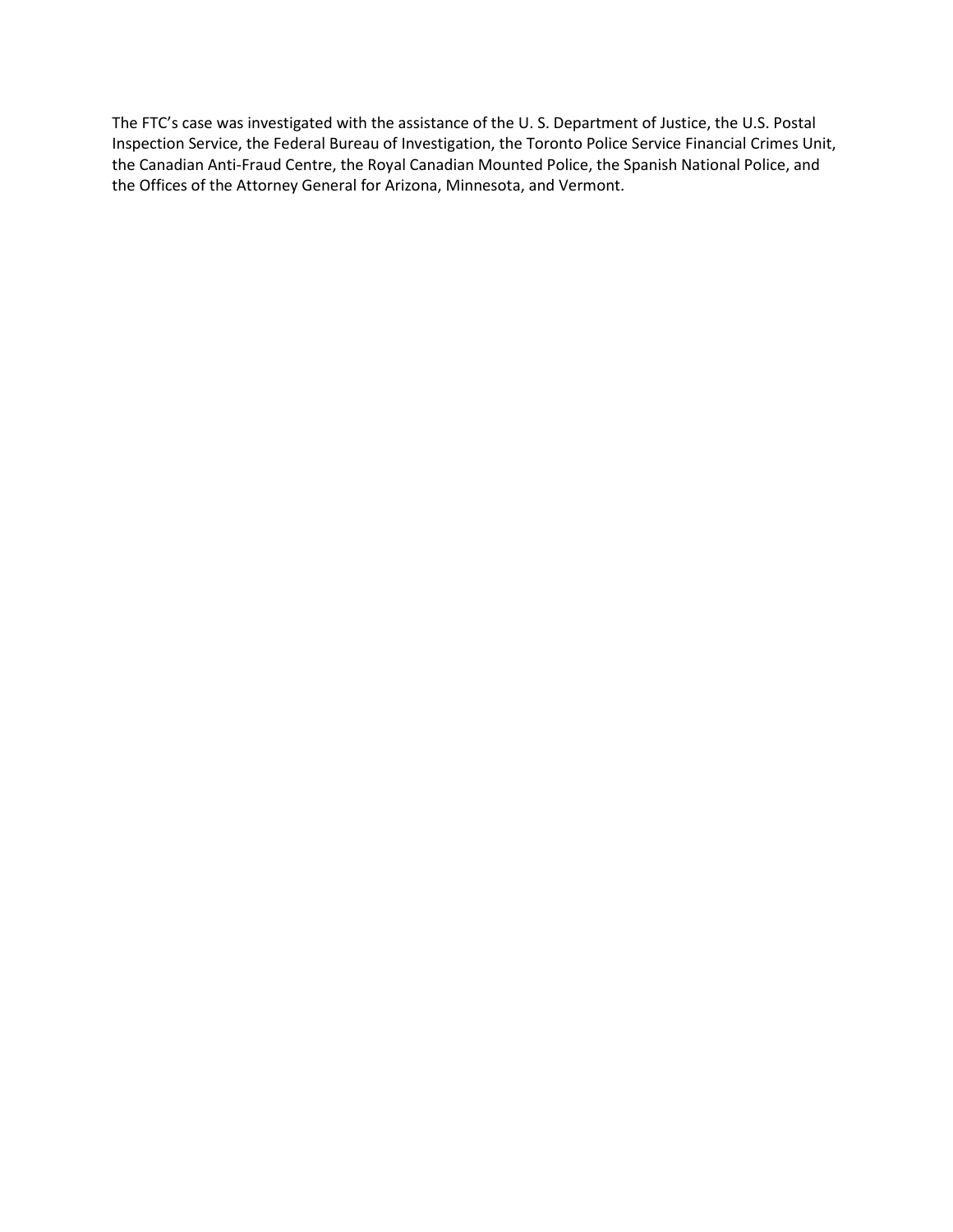The FTC's case was investigated with the assistance of the U. S. Department of Justice, the U.S. Postal Inspection Service, the Federal Bureau of Investigation, the Toronto Police Service Financial Crimes Unit, the Canadian Anti-Fraud Centre, the Royal Canadian Mounted Police, the Spanish National Police, and the Offices of the Attorney General for Arizona, Minnesota, and Vermont.